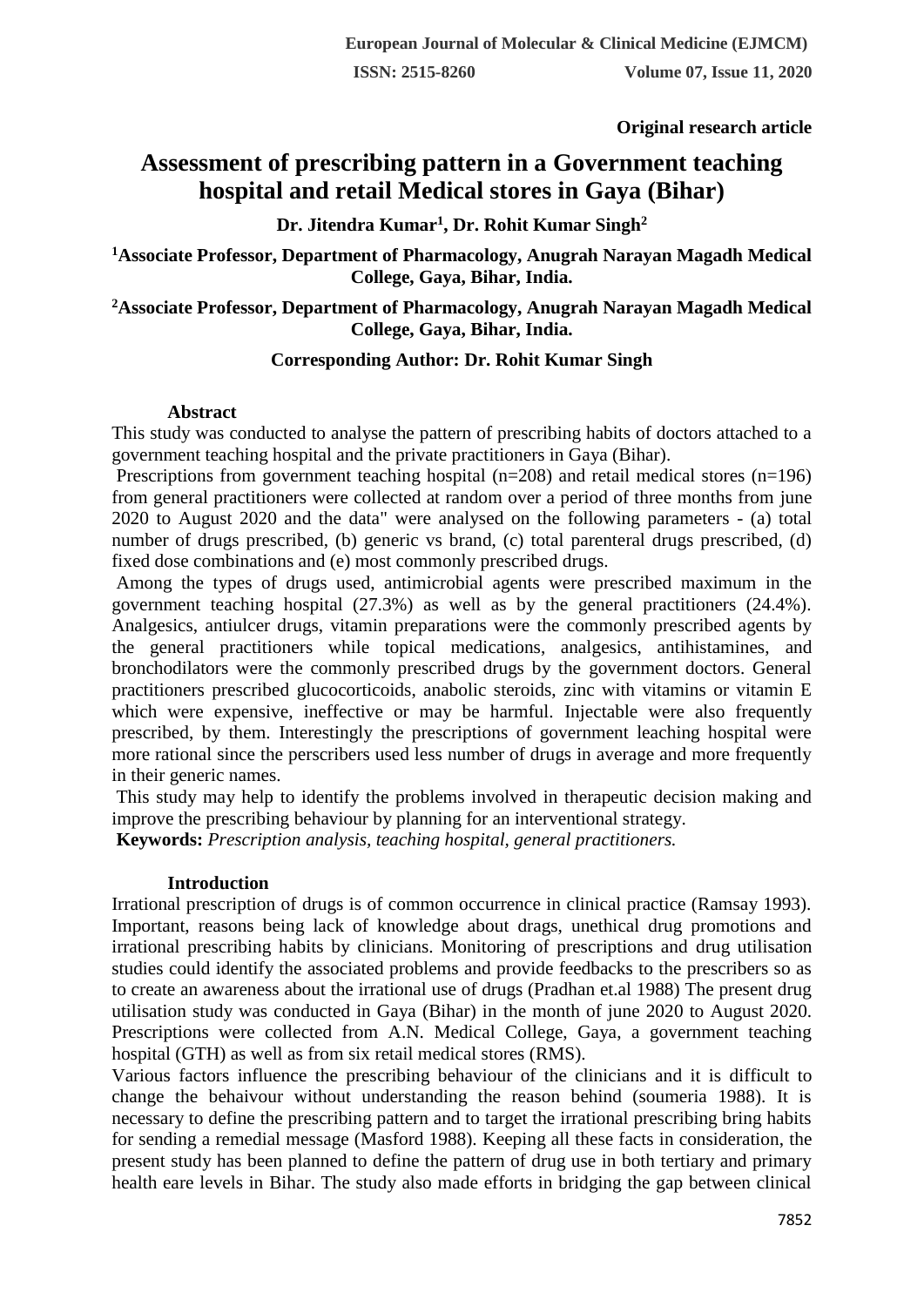Original research article

# Assessment of prescribing pattern in a Government teaching hospital and retail Medical stores in Gaya (Bihar)

**Dr. Jitendra Kumar[1], Dr. Rohit Kumar Singh[2]**

**[1]Associate Professor, Department of Pharmacology, Anugrah Narayan Magadh Medical College, Gaya, Bihar, India.**

**[2]Associate Professor, Department of Pharmacology, Anugrah Narayan Magadh Medical College, Gaya, Bihar, India.**

**Corresponding Author: Dr. Rohit Kumar Singh**

## Abstract

This study was conducted to analyse the pattern of prescribing habits of doctors attached to a government teaching hospital and the private practitioners in Gaya (Bihar).

Prescriptions from government teaching hospital (n=208) and retail medical stores (n=196) from general practitioners were collected at random over a period of three months from june 2020 to August 2020 and the data" were analysed on the following parameters - (a) total number of drugs prescribed, (b) generic vs brand, (c) total parenteral drugs prescribed, (d) fixed dose combinations and (e) most commonly prescribed drugs.

Among the types of drugs used, antimicrobial agents were prescribed maximum in the government teaching hospital (27.3%) as well as by the general practitioners (24.4%). Analgesics, antiulcer drugs, vitamin preparations were the commonly prescribed agents by the general practitioners while topical medications, analgesics, antihistamines, and bronchodilators were the commonly prescribed drugs by the government doctors. General practitioners prescribed glucocorticoids, anabolic steroids, zinc with vitamins or vitamin E which were expensive, ineffective or may be harmful. Injectable were also frequently prescribed, by them. Interestingly the prescriptions of government leaching hospital were more rational since the perscribers used less number of drugs in average and more frequently in their generic names.

This study may help to identify the problems involved in therapeutic decision making and improve the prescribing behaviour by planning for an interventional strategy.

**Keywords:** *Prescription analysis, teaching hospital, general practitioners.*

## Introduction

Irrational prescription of drugs is of common occurrence in clinical practice (Ramsay 1993). Important, reasons being lack of knowledge about drags, unethical drug promotions and irrational prescribing habits by clinicians. Monitoring of prescriptions and drug utilisation studies could identify the associated problems and provide feedbacks to the prescribers so as to create an awareness about the irrational use of drugs (Pradhan et.al 1988) The present drug utilisation study was conducted in Gaya (Bihar) in the month of june 2020 to August 2020. Prescriptions were collected from A.N. Medical College, Gaya, a government teaching hospital (GTH) as well as from six retail medical stores (RMS).

Various factors influence the prescribing behaviour of the clinicians and it is difficult to change the behaivour without understanding the reason behind (soumeria 1988). It is necessary to define the prescribing pattern and to target the irrational prescribing bring habits for sending a remedial message (Masford 1988). Keeping all these facts in consideration, the present study has been planned to define the pattern of drug use in both tertiary and primary health eare levels in Bihar. The study also made efforts in bridging the gap between clinical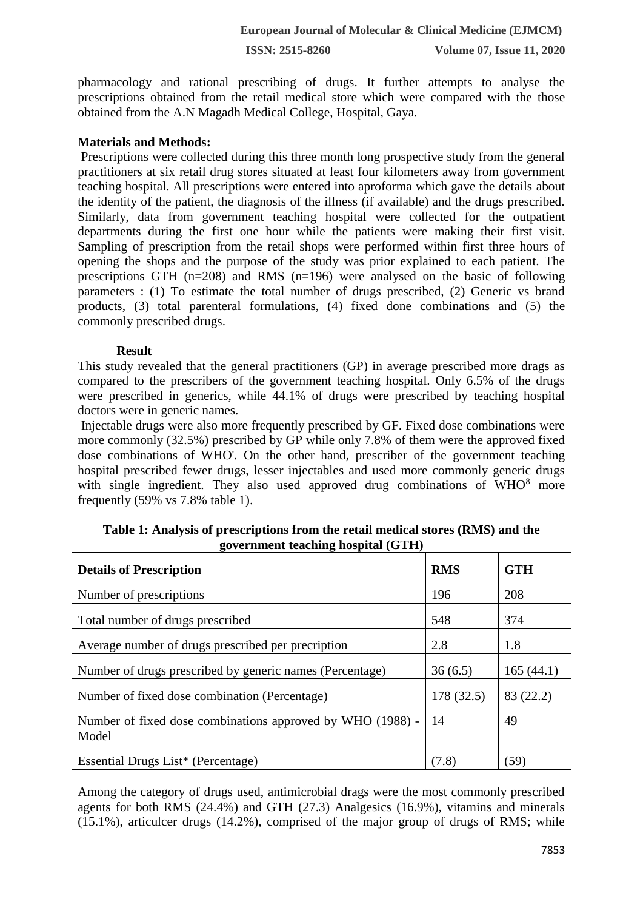pharmacology and rational prescribing of drugs. It further attempts to analyse the prescriptions obtained from the retail medical store which were compared with the those obtained from the A.N Magadh Medical College, Hospital, Gaya.

**Materials and Methods:**

Prescriptions were collected during this three month long prospective study from the general practitioners at six retail drug stores situated at least four kilometers away from government teaching hospital. All prescriptions were entered into aproforma which gave the details about the identity of the patient, the diagnosis of the illness (if available) and the drugs prescribed. Similarly, data from government teaching hospital were collected for the outpatient departments during the first one hour while the patients were making their first visit. Sampling of prescription from the retail shops were performed within first three hours of opening the shops and the purpose of the study was prior explained to each patient. The prescriptions GTH (n=208) and RMS (n=196) were analysed on the basic of following parameters : (1) To estimate the total number of drugs prescribed, (2) Generic vs brand products, (3) total parenteral formulations, (4) fixed done combinations and (5) the commonly prescribed drugs.

**Result**

This study revealed that the general practitioners (GP) in average prescribed more drags as compared to the prescribers of the government teaching hospital. Only 6.5% of the drugs were prescribed in generics, while 44.1% of drugs were prescribed by teaching hospital doctors were in generic names.

Injectable drugs were also more frequently prescribed by GF. Fixed dose combinations were more commonly (32.5%) prescribed by GP while only 7.8% of them were the approved fixed dose combinations of WHO'. On the other hand, prescriber of the government teaching hospital prescribed fewer drugs, lesser injectables and used more commonly generic drugs with single ingredient. They also used approved drug combinations of WHO[8] more frequently (59% vs 7.8% table 1).

**Table 1: Analysis of prescriptions from the retail medical stores (RMS) and the government teaching hospital (GTH)**

| Details of Prescription | RMS | GTH |
|---|---|---|
| Number of prescriptions | 196 | 208 |
| Total number of drugs prescribed | 548 | 374 |
| Average number of drugs prescribed per precription | 2.8 | 1.8 |
| Number of drugs prescribed by generic names (Percentage) | 36 (6.5) | 165 (44.1) |
| Number of fixed dose combination (Percentage) | 178 (32.5) | 83 (22.2) |
| Number of fixed dose combinations approved by WHO (1988) - Model | 14 | 49 |
| Essential Drugs List* (Percentage) | (7.8) | (59) |

Among the category of drugs used, antimicrobial drags were the most commonly prescribed agents for both RMS (24.4%) and GTH (27.3) Analgesics (16.9%), vitamins and minerals (15.1%), articulcer drugs (14.2%), comprised of the major group of drugs of RMS; while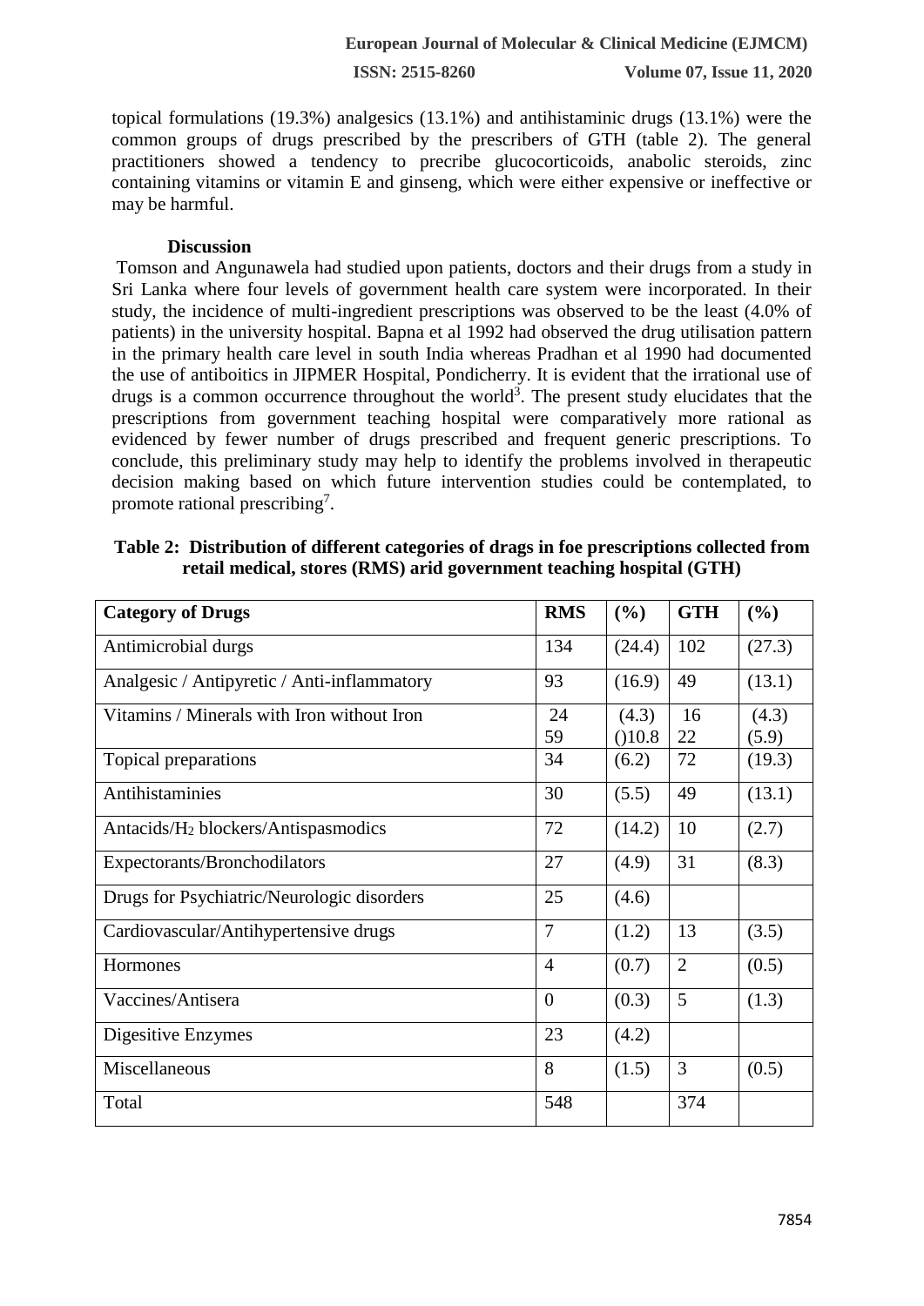topical formulations (19.3%) analgesics (13.1%) and antihistaminic drugs (13.1%) were the common groups of drugs prescribed by the prescribers of GTH (table 2). The general practitioners showed a tendency to precribe glucocorticoids, anabolic steroids, zinc containing vitamins or vitamin E and ginseng, which were either expensive or ineffective or may be harmful.

## Discussion

Tomson and Angunawela had studied upon patients, doctors and their drugs from a study in Sri Lanka where four levels of government health care system were incorporated. In their study, the incidence of multi-ingredient prescriptions was observed to be the least (4.0% of patients) in the university hospital. Bapna et al 1992 had observed the drug utilisation pattern in the primary health care level in south India whereas Pradhan et al 1990 had documented the use of antiboitics in JIPMER Hospital, Pondicherry. It is evident that the irrational use of drugs is a common occurrence throughout the world[3]. The present study elucidates that the prescriptions from government teaching hospital were comparatively more rational as evidenced by fewer number of drugs prescribed and frequent generic prescriptions. To conclude, this preliminary study may help to identify the problems involved in therapeutic decision making based on which future intervention studies could be contemplated, to promote rational prescribing[7].

**Table 2: Distribution of different categories of drags in foe prescriptions collected from retail medical, stores (RMS) arid government teaching hospital (GTH)**

| Category of Drugs | RMS | (%) | GTH | (%) |
|---|---|---|---|---|
| Antimicrobial durgs | 134 | (24.4) | 102 | (27.3) |
| Analgesic / Antipyretic / Anti-inflammatory | 93 | (16.9) | 49 | (13.1) |
| Vitamins / Minerals with Iron without Iron | 24<br>59 | (4.3)<br>()10.8 | 16<br>22 | (4.3)<br>(5.9) |
| Topical preparations | 34 | (6.2) | 72 | (19.3) |
| Antihistaminies | 30 | (5.5) | 49 | (13.1) |
| Antacids/$H_2$ blockers/Antispasmodics | 72 | (14.2) | 10 | (2.7) |
| Expectorants/Bronchodilators | 27 | (4.9) | 31 | (8.3) |
| Drugs for Psychiatric/Neurologic disorders | 25 | (4.6) | | |
| Cardiovascular/Antihypertensive drugs | 7 | (1.2) | 13 | (3.5) |
| Hormones | 4 | (0.7) | 2 | (0.5) |
| Vaccines/Antisera | 0 | (0.3) | 5 | (1.3) |
| Digesitive Enzymes | 23 | (4.2) | | |
| Miscellaneous | 8 | (1.5) | 3 | (0.5) |
| Total | 548 | | 374 | |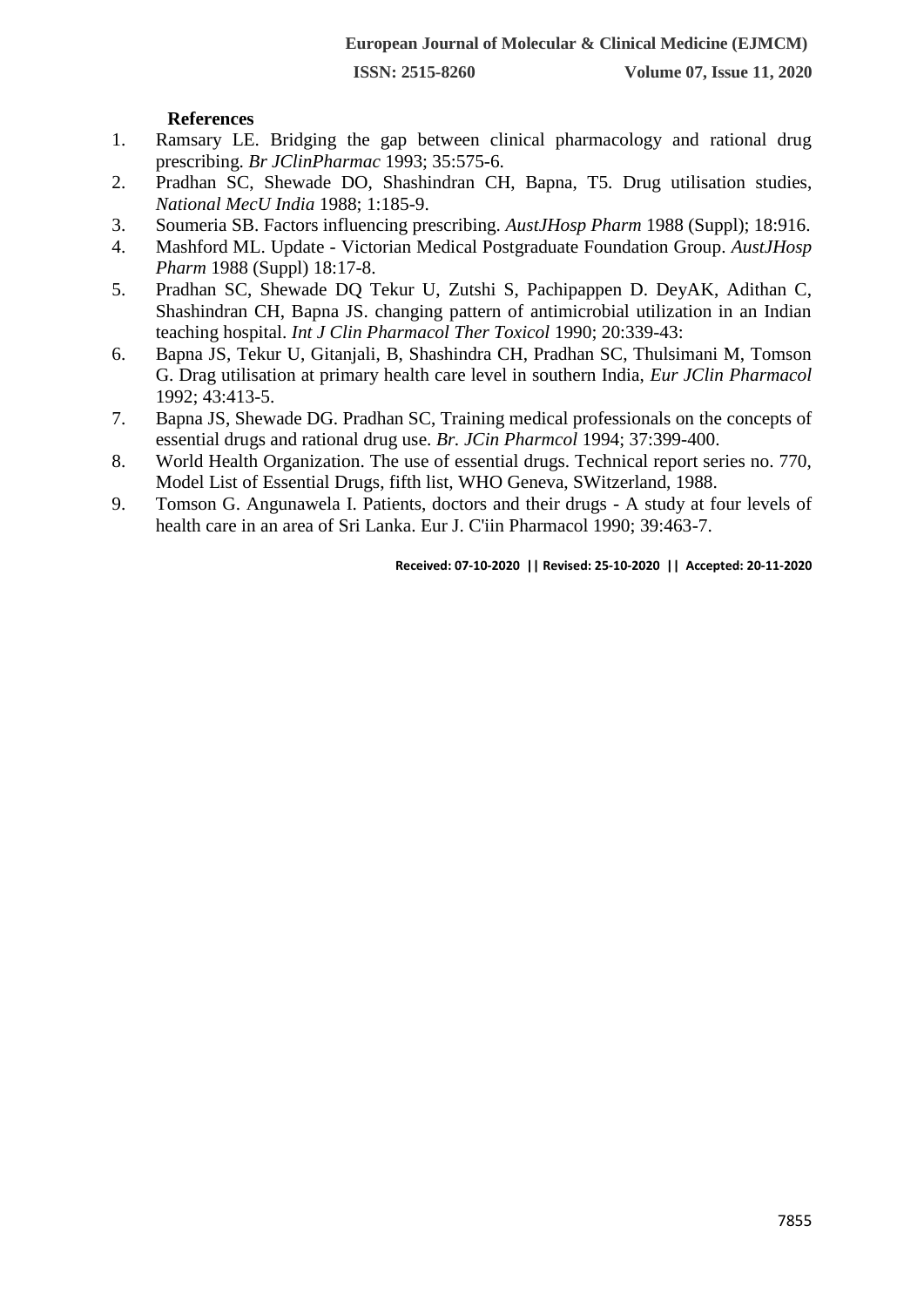## References

1. Ramsary LE. Bridging the gap between clinical pharmacology and rational drug prescribing. *Br JClinPharmac* 1993; 35:575-6.
2. Pradhan SC, Shewade DO, Shashindran CH, Bapna, T5. Drug utilisation studies, *National MecU India* 1988; 1:185-9.
3. Soumeria SB. Factors influencing prescribing. *AustJHosp Pharm* 1988 (Suppl); 18:916.
4. Mashford ML. Update - Victorian Medical Postgraduate Foundation Group. *AustJHosp Pharm* 1988 (Suppl) 18:17-8.
5. Pradhan SC, Shewade DQ Tekur U, Zutshi S, Pachipappen D. DeyAK, Adithan C, Shashindran CH, Bapna JS. changing pattern of antimicrobial utilization in an Indian teaching hospital. *Int J Clin Pharmacol Ther Toxicol* 1990; 20:339-43:
6. Bapna JS, Tekur U, Gitanjali, B, Shashindra CH, Pradhan SC, Thulsimani M, Tomson G. Drag utilisation at primary health care level in southern India, *Eur JClin Pharmacol* 1992; 43:413-5.
7. Bapna JS, Shewade DG. Pradhan SC, Training medical professionals on the concepts of essential drugs and rational drug use. *Br. JCin Pharmcol* 1994; 37:399-400.
8. World Health Organization. The use of essential drugs. Technical report series no. 770, Model List of Essential Drugs, fifth list, WHO Geneva, SWitzerland, 1988.
9. Tomson G. Angunawela I. Patients, doctors and their drugs - A study at four levels of health care in an area of Sri Lanka. Eur J. C'iin Pharmacol 1990; 39:463-7.

**Received: 07-10-2020 || Revised: 25-10-2020 || Accepted: 20-11-2020**